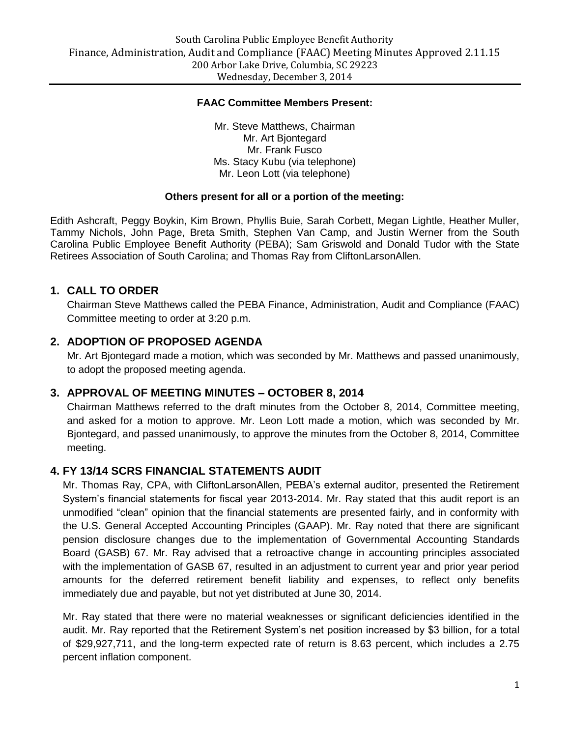South Carolina Public Employee Benefit Authority

Finance, Administration, Audit and Compliance (FAAC) Meeting Minutes Approved 2.11.15

200 Arbor Lake Drive, Columbia, SC 29223

Wednesday, December 3, 2014

**FAAC Committee Members Present:**

Mr. Steve Matthews, Chairman
Mr. Art Bjontegard
Mr. Frank Fusco
Ms. Stacy Kubu (via telephone)
Mr. Leon Lott (via telephone)

**Others present for all or a portion of the meeting:**

Edith Ashcraft, Peggy Boykin, Kim Brown, Phyllis Buie, Sarah Corbett, Megan Lightle, Heather Muller, Tammy Nichols, John Page, Breta Smith, Stephen Van Camp, and Justin Werner from the South Carolina Public Employee Benefit Authority (PEBA); Sam Griswold and Donald Tudor with the State Retirees Association of South Carolina; and Thomas Ray from CliftonLarsonAllen.

## 1. CALL TO ORDER

Chairman Steve Matthews called the PEBA Finance, Administration, Audit and Compliance (FAAC) Committee meeting to order at 3:20 p.m.

## 2. ADOPTION OF PROPOSED AGENDA

Mr. Art Bjontegard made a motion, which was seconded by Mr. Matthews and passed unanimously, to adopt the proposed meeting agenda.

## 3. APPROVAL OF MEETING MINUTES – OCTOBER 8, 2014

Chairman Matthews referred to the draft minutes from the October 8, 2014, Committee meeting, and asked for a motion to approve. Mr. Leon Lott made a motion, which was seconded by Mr. Bjontegard, and passed unanimously, to approve the minutes from the October 8, 2014, Committee meeting.

## 4. FY 13/14 SCRS FINANCIAL STATEMENTS AUDIT

Mr. Thomas Ray, CPA, with CliftonLarsonAllen, PEBA's external auditor, presented the Retirement System's financial statements for fiscal year 2013-2014. Mr. Ray stated that this audit report is an unmodified "clean" opinion that the financial statements are presented fairly, and in conformity with the U.S. General Accepted Accounting Principles (GAAP). Mr. Ray noted that there are significant pension disclosure changes due to the implementation of Governmental Accounting Standards Board (GASB) 67. Mr. Ray advised that a retroactive change in accounting principles associated with the implementation of GASB 67, resulted in an adjustment to current year and prior year period amounts for the deferred retirement benefit liability and expenses, to reflect only benefits immediately due and payable, but not yet distributed at June 30, 2014.

Mr. Ray stated that there were no material weaknesses or significant deficiencies identified in the audit. Mr. Ray reported that the Retirement System's net position increased by $3 billion, for a total of $29,927,711, and the long-term expected rate of return is 8.63 percent, which includes a 2.75 percent inflation component.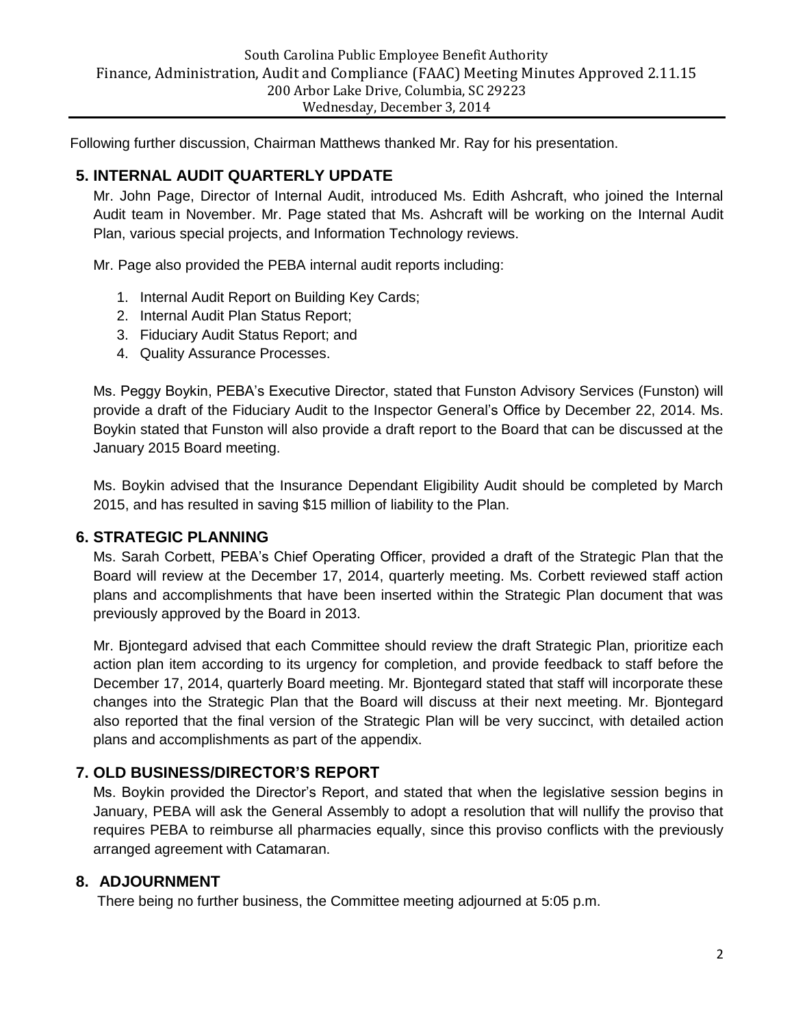Following further discussion, Chairman Matthews thanked Mr. Ray for his presentation.

## 5. INTERNAL AUDIT QUARTERLY UPDATE

Mr. John Page, Director of Internal Audit, introduced Ms. Edith Ashcraft, who joined the Internal Audit team in November. Mr. Page stated that Ms. Ashcraft will be working on the Internal Audit Plan, various special projects, and Information Technology reviews.

Mr. Page also provided the PEBA internal audit reports including:

1. Internal Audit Report on Building Key Cards;
2. Internal Audit Plan Status Report;
3. Fiduciary Audit Status Report; and
4. Quality Assurance Processes.

Ms. Peggy Boykin, PEBA's Executive Director, stated that Funston Advisory Services (Funston) will provide a draft of the Fiduciary Audit to the Inspector General's Office by December 22, 2014. Ms. Boykin stated that Funston will also provide a draft report to the Board that can be discussed at the January 2015 Board meeting.

Ms. Boykin advised that the Insurance Dependant Eligibility Audit should be completed by March 2015, and has resulted in saving $15 million of liability to the Plan.

## 6. STRATEGIC PLANNING

Ms. Sarah Corbett, PEBA's Chief Operating Officer, provided a draft of the Strategic Plan that the Board will review at the December 17, 2014, quarterly meeting. Ms. Corbett reviewed staff action plans and accomplishments that have been inserted within the Strategic Plan document that was previously approved by the Board in 2013.

Mr. Bjontegard advised that each Committee should review the draft Strategic Plan, prioritize each action plan item according to its urgency for completion, and provide feedback to staff before the December 17, 2014, quarterly Board meeting. Mr. Bjontegard stated that staff will incorporate these changes into the Strategic Plan that the Board will discuss at their next meeting. Mr. Bjontegard also reported that the final version of the Strategic Plan will be very succinct, with detailed action plans and accomplishments as part of the appendix.

## 7. OLD BUSINESS/DIRECTOR'S REPORT

Ms. Boykin provided the Director's Report, and stated that when the legislative session begins in January, PEBA will ask the General Assembly to adopt a resolution that will nullify the proviso that requires PEBA to reimburse all pharmacies equally, since this proviso conflicts with the previously arranged agreement with Catamaran.

## 8. ADJOURNMENT

There being no further business, the Committee meeting adjourned at 5:05 p.m.